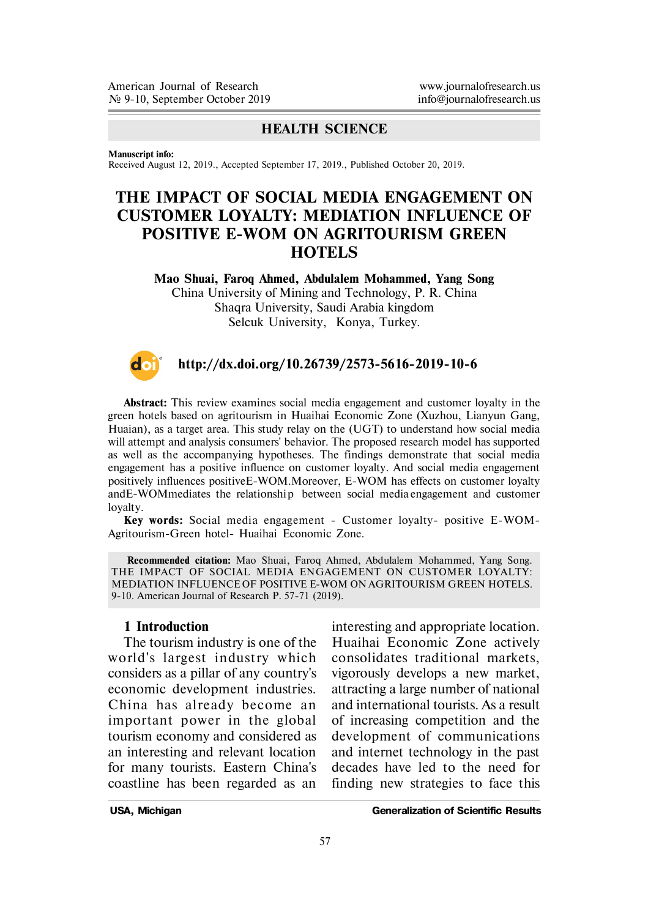HEALTH SCIENCE

**Manuscript info:**
Received August 12, 2019., Accepted September 17, 2019., Published October 20, 2019.

# THE IMPACT OF SOCIAL MEDIA ENGAGEMENT ON CUSTOMER LOYALTY: MEDIATION INFLUENCE OF POSITIVE E-WOM ON AGRITOURISM GREEN HOTELS

**Mao Shuai, Faroq Ahmed, Abdulalem Mohammed, Yang Song**
China University of Mining and Technology, P. R. China
Shaqra University, Saudi Arabia kingdom
Selcuk University, Konya, Turkey.

**http://dx.doi.org/10.26739/2573-5616-2019-10-6**

**Abstract:** This review examines social media engagement and customer loyalty in the green hotels based on agritourism in Huaihai Economic Zone (Xuzhou, Lianyun Gang, Huaian), as a target area. This study relay on the (UGT) to understand how social media will attempt and analysis consumers' behavior. The proposed research model has supported as well as the accompanying hypotheses. The findings demonstrate that social media engagement has a positive influence on customer loyalty. And social media engagement positively influences positiveE-WOM.Moreover, E-WOM has effects on customer loyalty andE-WOMmediates the relationship between social media engagement and customer loyalty.

**Key words:** Social media engagement - Customer loyalty- positive E-WOM- Agritourism-Green hotel- Huaihai Economic Zone.

**Recommended citation:** Mao Shuai, Faroq Ahmed, Abdulalem Mohammed, Yang Song. THE IMPACT OF SOCIAL MEDIA ENGAGEMENT ON CUSTOMER LOYALTY: MEDIATION INFLUENCE OF POSITIVE E-WOM ON AGRITOURISM GREEN HOTELS. 9-10. American Journal of Research P. 57-71 (2019).

## 1 Introduction

The tourism industry is one of the world's largest industry which considers as a pillar of any country's economic development industries. China has already become an important power in the global tourism economy and considered as an interesting and relevant location for many tourists. Eastern China's coastline has been regarded as an interesting and appropriate location. Huaihai Economic Zone actively consolidates traditional markets, vigorously develops a new market, attracting a large number of national and international tourists. As a result of increasing competition and the development of communications and internet technology in the past decades have led to the need for finding new strategies to face this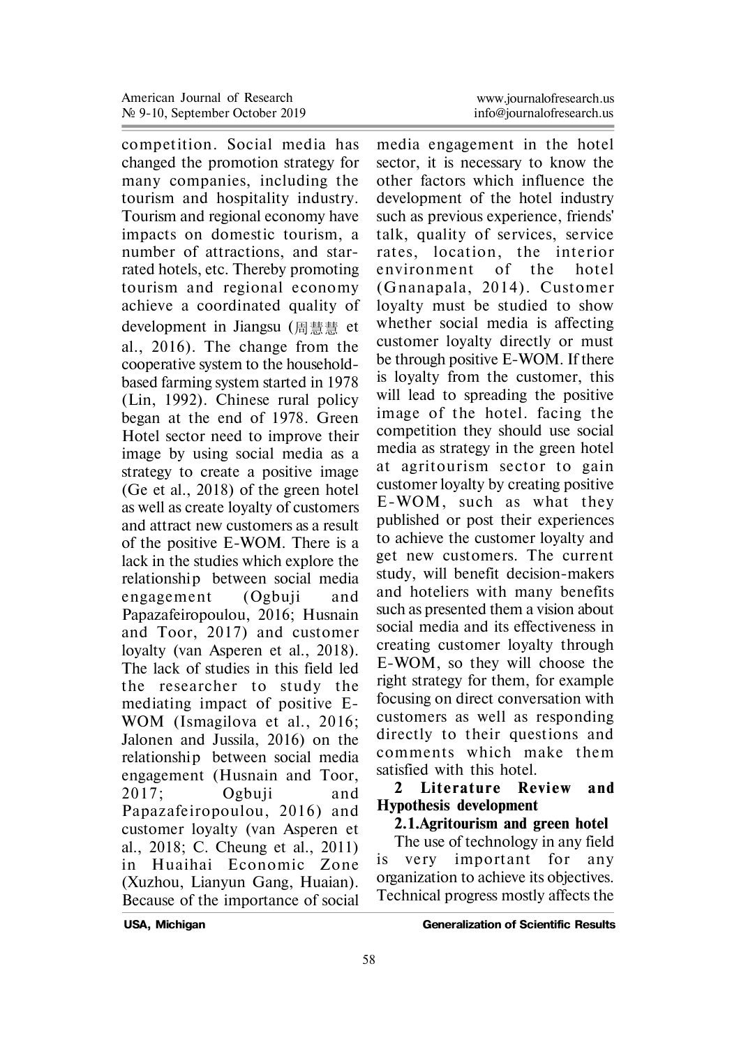competition. Social media has changed the promotion strategy for many companies, including the tourism and hospitality industry. Tourism and regional economy have impacts on domestic tourism, a number of attractions, and star-rated hotels, etc. Thereby promoting tourism and regional economy achieve a coordinated quality of development in Jiangsu (周慧慧 et al., 2016). The change from the cooperative system to the household-based farming system started in 1978 (Lin, 1992). Chinese rural policy began at the end of 1978. Green Hotel sector need to improve their image by using social media as a strategy to create a positive image (Ge et al., 2018) of the green hotel as well as create loyalty of customers and attract new customers as a result of the positive E-WOM. There is a lack in the studies which explore the relationship between social media engagement (Ogbuji and Papazafeiropoulou, 2016; Husnain and Toor, 2017) and customer loyalty (van Asperen et al., 2018). The lack of studies in this field led the researcher to study the mediating impact of positive E-WOM (Ismagilova et al., 2016; Jalonen and Jussila, 2016) on the relationship between social media engagement (Husnain and Toor, 2017; Ogbuji and Papazafeiropoulou, 2016) and customer loyalty (van Asperen et al., 2018; C. Cheung et al., 2011) in Huaihai Economic Zone (Xuzhou, Lianyun Gang, Huaian). Because of the importance of social media engagement in the hotel sector, it is necessary to know the other factors which influence the development of the hotel industry such as previous experience, friends' talk, quality of services, service rates, location, the interior environment of the hotel (Gnanapala, 2014). Customer loyalty must be studied to show whether social media is affecting customer loyalty directly or must be through positive E-WOM. If there is loyalty from the customer, this will lead to spreading the positive image of the hotel. facing the competition they should use social media as strategy in the green hotel at agritourism sector to gain customer loyalty by creating positive E-WOM, such as what they published or post their experiences to achieve the customer loyalty and get new customers. The current study, will benefit decision-makers and hoteliers with many benefits such as presented them a vision about social media and its effectiveness in creating customer loyalty through E-WOM, so they will choose the right strategy for them, for example focusing on direct conversation with customers as well as responding directly to their questions and comments which make them satisfied with this hotel.

## 2 Literature Review and Hypothesis development

### 2.1. Agritourism and green hotel

The use of technology in any field is very important for any organization to achieve its objectives. Technical progress mostly affects the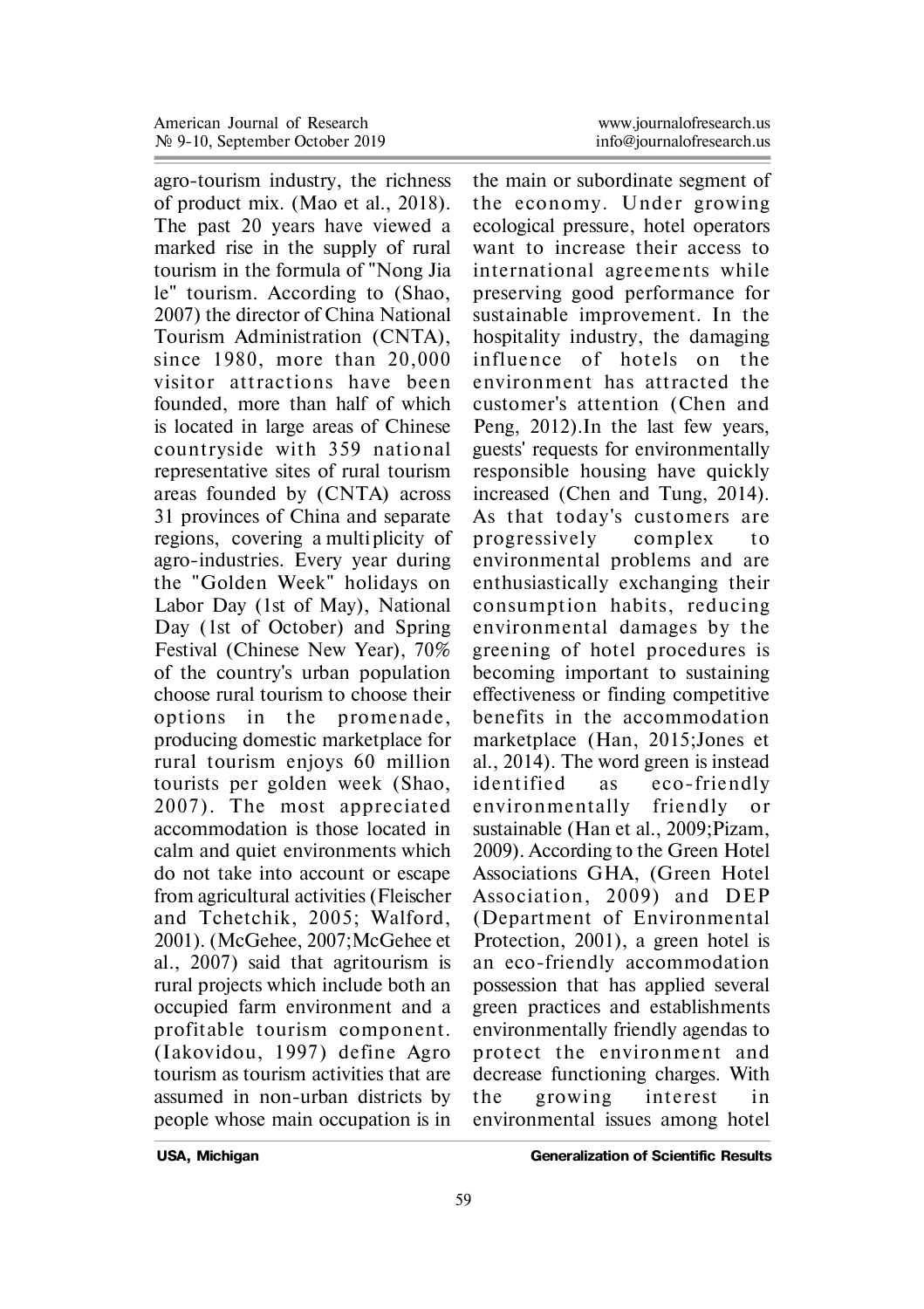agro-tourism industry, the richness of product mix. (Mao et al., 2018). The past 20 years have viewed a marked rise in the supply of rural tourism in the formula of "Nong Jia le" tourism. According to (Shao, 2007) the director of China National Tourism Administration (CNTA), since 1980, more than 20,000 visitor attractions have been founded, more than half of which is located in large areas of Chinese countryside with 359 national representative sites of rural tourism areas founded by (CNTA) across 31 provinces of China and separate regions, covering a multiplicity of agro-industries. Every year during the "Golden Week" holidays on Labor Day (1st of May), National Day (1st of October) and Spring Festival (Chinese New Year), 70% of the country's urban population choose rural tourism to choose their options in the promenade, producing domestic marketplace for rural tourism enjoys 60 million tourists per golden week (Shao, 2007). The most appreciated accommodation is those located in calm and quiet environments which do not take into account or escape from agricultural activities (Fleischer and Tchetchik, 2005; Walford, 2001). (McGehee, 2007;McGehee et al., 2007) said that agritourism is rural projects which include both an occupied farm environment and a profitable tourism component. (Iakovidou, 1997) define Agro tourism as tourism activities that are assumed in non-urban districts by people whose main occupation is in the main or subordinate segment of the economy. Under growing ecological pressure, hotel operators want to increase their access to international agreements while preserving good performance for sustainable improvement. In the hospitality industry, the damaging influence of hotels on the environment has attracted the customer's attention (Chen and Peng, 2012).In the last few years, guests' requests for environmentally responsible housing have quickly increased (Chen and Tung, 2014). As that today's customers are progressively complex to environmental problems and are enthusiastically exchanging their consumption habits, reducing environmental damages by the greening of hotel procedures is becoming important to sustaining effectiveness or finding competitive benefits in the accommodation marketplace (Han, 2015;Jones et al., 2014). The word green is instead identified as eco-friendly environmentally friendly or sustainable (Han et al., 2009;Pizam, 2009). According to the Green Hotel Associations GHA, (Green Hotel Association, 2009) and DEP (Department of Environmental Protection, 2001), a green hotel is an eco-friendly accommodation possession that has applied several green practices and establishments environmentally friendly agendas to protect the environment and decrease functioning charges. With the growing interest in environmental issues among hotel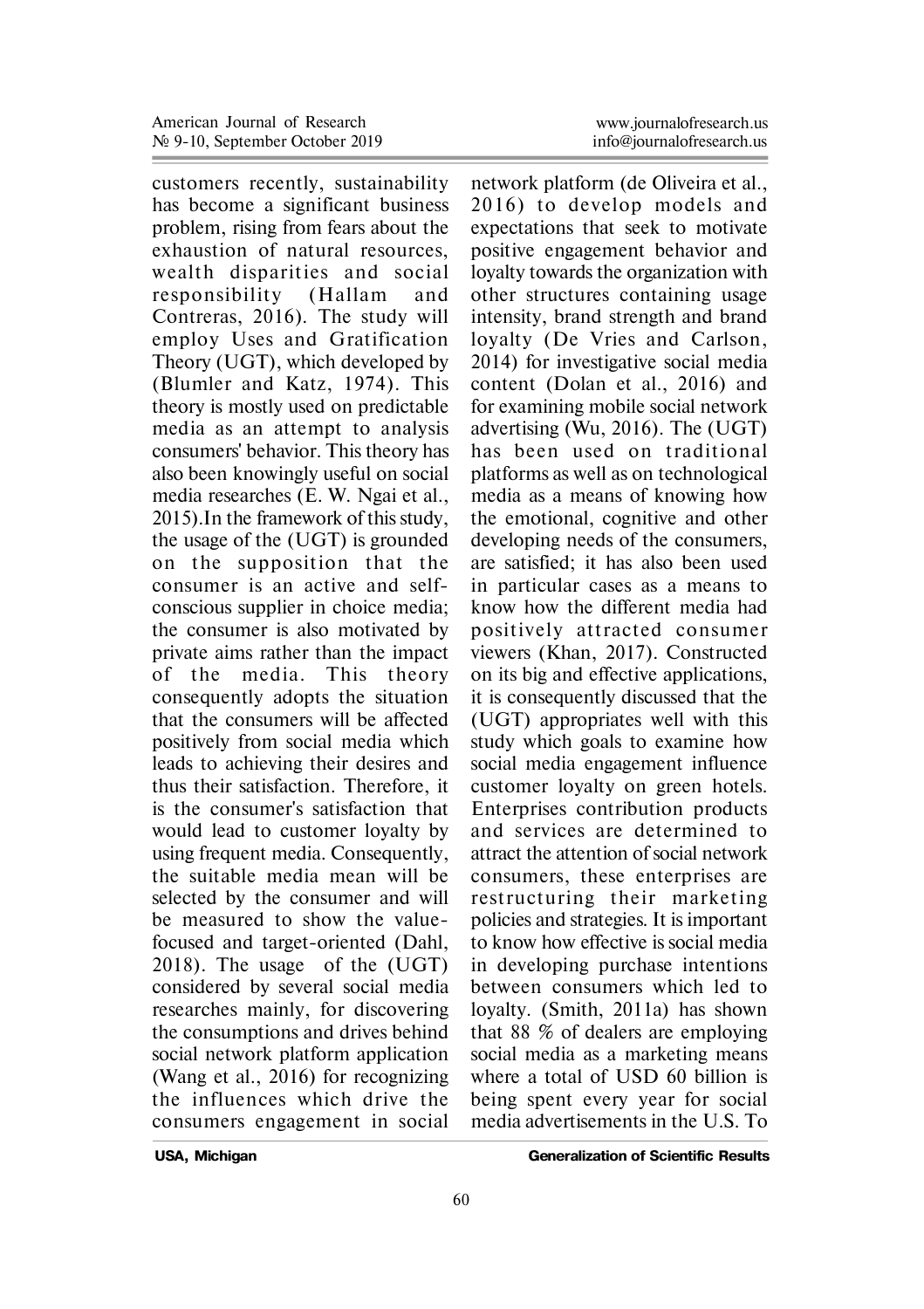customers recently, sustainability has become a significant business problem, rising from fears about the exhaustion of natural resources, wealth disparities and social responsibility (Hallam and Contreras, 2016). The study will employ Uses and Gratification Theory (UGT), which developed by (Blumler and Katz, 1974). This theory is mostly used on predictable media as an attempt to analysis consumers' behavior. This theory has also been knowingly useful on social media researches (E. W. Ngai et al., 2015).In the framework of this study, the usage of the (UGT) is grounded on the supposition that the consumer is an active and self-conscious supplier in choice media; the consumer is also motivated by private aims rather than the impact of the media. This theory consequently adopts the situation that the consumers will be affected positively from social media which leads to achieving their desires and thus their satisfaction. Therefore, it is the consumer's satisfaction that would lead to customer loyalty by using frequent media. Consequently, the suitable media mean will be selected by the consumer and will be measured to show the value-focused and target-oriented (Dahl, 2018). The usage of the (UGT) considered by several social media researches mainly, for discovering the consumptions and drives behind social network platform application (Wang et al., 2016) for recognizing the influences which drive the consumers engagement in social network platform (de Oliveira et al., 2016) to develop models and expectations that seek to motivate positive engagement behavior and loyalty towards the organization with other structures containing usage intensity, brand strength and brand loyalty (De Vries and Carlson, 2014) for investigative social media content (Dolan et al., 2016) and for examining mobile social network advertising (Wu, 2016). The (UGT) has been used on traditional platforms as well as on technological media as a means of knowing how the emotional, cognitive and other developing needs of the consumers, are satisfied; it has also been used in particular cases as a means to know how the different media had positively attracted consumer viewers (Khan, 2017). Constructed on its big and effective applications, it is consequently discussed that the (UGT) appropriates well with this study which goals to examine how social media engagement influence customer loyalty on green hotels. Enterprises contribution products and services are determined to attract the attention of social network consumers, these enterprises are restructuring their marketing policies and strategies. It is important to know how effective is social media in developing purchase intentions between consumers which led to loyalty. (Smith, 2011a) has shown that 88 % of dealers are employing social media as a marketing means where a total of USD 60 billion is being spent every year for social media advertisements in the U.S. To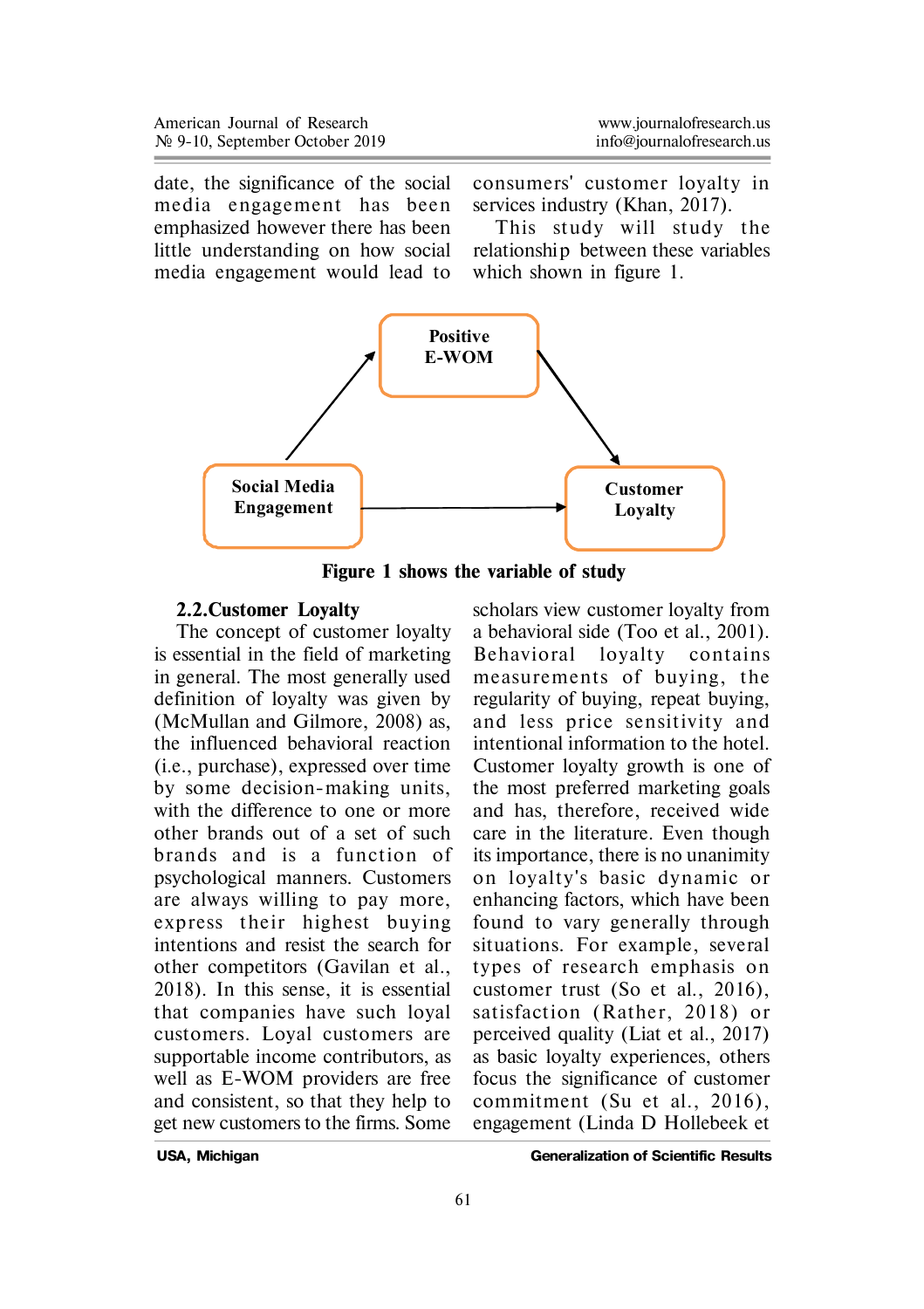date, the significance of the social media engagement has been emphasized however there has been little understanding on how social media engagement would lead to consumers' customer loyalty in services industry (Khan, 2017).

This study will study the relationship between these variables which shown in figure 1.

**Figure 1 shows the variable of study**

### 2.2.Customer Loyalty

The concept of customer loyalty is essential in the field of marketing in general. The most generally used definition of loyalty was given by (McMullan and Gilmore, 2008) as, the influenced behavioral reaction (i.e., purchase), expressed over time by some decision-making units, with the difference to one or more other brands out of a set of such brands and is a function of psychological manners. Customers are always willing to pay more, express their highest buying intentions and resist the search for other competitors (Gavilan et al., 2018). In this sense, it is essential that companies have such loyal customers. Loyal customers are supportable income contributors, as well as E-WOM providers are free and consistent, so that they help to get new customers to the firms. Some scholars view customer loyalty from a behavioral side (Too et al., 2001). Behavioral loyalty contains measurements of buying, the regularity of buying, repeat buying, and less price sensitivity and intentional information to the hotel. Customer loyalty growth is one of the most preferred marketing goals and has, therefore, received wide care in the literature. Even though its importance, there is no unanimity on loyalty's basic dynamic or enhancing factors, which have been found to vary generally through situations. For example, several types of research emphasis on customer trust (So et al., 2016), satisfaction (Rather, 2018) or perceived quality (Liat et al., 2017) as basic loyalty experiences, others focus the significance of customer commitment (Su et al., 2016), engagement (Linda D Hollebeek et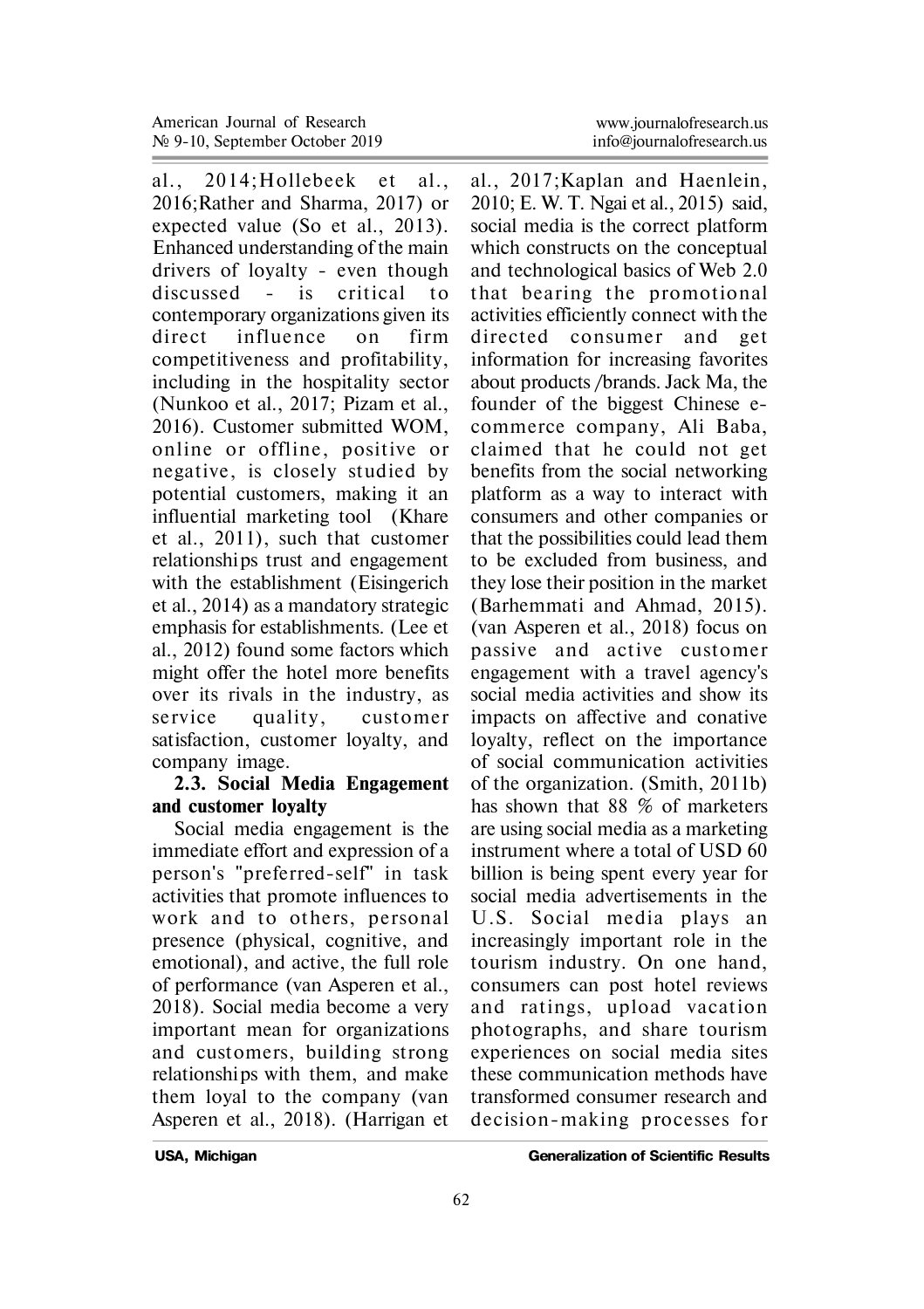al., 2014;Hollebeek et al., 2016;Rather and Sharma, 2017) or expected value (So et al., 2013). Enhanced understanding of the main drivers of loyalty - even though discussed - is critical to contemporary organizations given its direct influence on firm competitiveness and profitability, including in the hospitality sector (Nunkoo et al., 2017; Pizam et al., 2016). Customer submitted WOM, online or offline, positive or negative, is closely studied by potential customers, making it an influential marketing tool (Khare et al., 2011), such that customer relationships trust and engagement with the establishment (Eisingerich et al., 2014) as a mandatory strategic emphasis for establishments. (Lee et al., 2012) found some factors which might offer the hotel more benefits over its rivals in the industry, as service quality, customer satisfaction, customer loyalty, and company image.

### 2.3. Social Media Engagement and customer loyalty

Social media engagement is the immediate effort and expression of a person's "preferred-self" in task activities that promote influences to work and to others, personal presence (physical, cognitive, and emotional), and active, the full role of performance (van Asperen et al., 2018). Social media become a very important mean for organizations and customers, building strong relationships with them, and make them loyal to the company (van Asperen et al., 2018). (Harrigan et al., 2017;Kaplan and Haenlein, 2010; E. W. T. Ngai et al., 2015) said, social media is the correct platform which constructs on the conceptual and technological basics of Web 2.0 that bearing the promotional activities efficiently connect with the directed consumer and get information for increasing favorites about products /brands. Jack Ma, the founder of the biggest Chinese e-commerce company, Ali Baba, claimed that he could not get benefits from the social networking platform as a way to interact with consumers and other companies or that the possibilities could lead them to be excluded from business, and they lose their position in the market (Barhemmati and Ahmad, 2015). (van Asperen et al., 2018) focus on passive and active customer engagement with a travel agency's social media activities and show its impacts on affective and conative loyalty, reflect on the importance of social communication activities of the organization. (Smith, 2011b) has shown that 88 % of marketers are using social media as a marketing instrument where a total of USD 60 billion is being spent every year for social media advertisements in the U.S. Social media plays an increasingly important role in the tourism industry. On one hand, consumers can post hotel reviews and ratings, upload vacation photographs, and share tourism experiences on social media sites these communication methods have transformed consumer research and decision-making processes for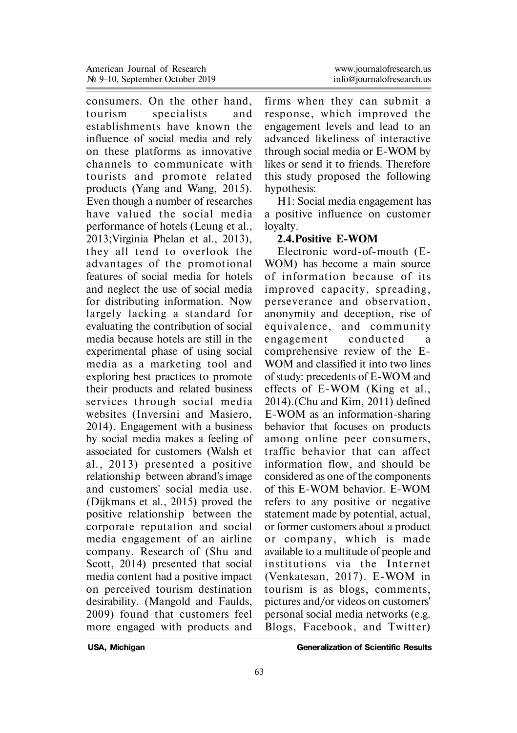consumers. On the other hand, tourism specialists and establishments have known the influence of social media and rely on these platforms as innovative channels to communicate with tourists and promote related products (Yang and Wang, 2015). Even though a number of researches have valued the social media performance of hotels (Leung et al., 2013;Virginia Phelan et al., 2013), they all tend to overlook the advantages of the promotional features of social media for hotels and neglect the use of social media for distributing information. Now largely lacking a standard for evaluating the contribution of social media because hotels are still in the experimental phase of using social media as a marketing tool and exploring best practices to promote their products and related business services through social media websites (Inversini and Masiero, 2014). Engagement with a business by social media makes a feeling of associated for customers (Walsh et al., 2013) presented a positive relationship between abrand's image and customers' social media use. (Dijkmans et al., 2015) proved the positive relationship between the corporate reputation and social media engagement of an airline company. Research of (Shu and Scott, 2014) presented that social media content had a positive impact on perceived tourism destination desirability. (Mangold and Faulds, 2009) found that customers feel more engaged with products and firms when they can submit a response, which improved the engagement levels and lead to an advanced likeliness of interactive through social media or E-WOM by likes or send it to friends. Therefore this study proposed the following hypothesis:

H1: Social media engagement has a positive influence on customer loyalty.

**2.4.Positive E-WOM**

Electronic word-of-mouth (E-WOM) has become a main source of information because of its improved capacity, spreading, perseverance and observation, anonymity and deception, rise of equivalence, and community engagement conducted a comprehensive review of the E-WOM and classified it into two lines of study: precedents of E-WOM and effects of E-WOM (King et al., 2014).(Chu and Kim, 2011) defined E-WOM as an information-sharing behavior that focuses on products among online peer consumers, traffic behavior that can affect information flow, and should be considered as one of the components of this E-WOM behavior. E-WOM refers to any positive or negative statement made by potential, actual, or former customers about a product or company, which is made available to a multitude of people and institutions via the Internet (Venkatesan, 2017). E-WOM in tourism is as blogs, comments, pictures and/or videos on customers' personal social media networks (e.g. Blogs, Facebook, and Twitter)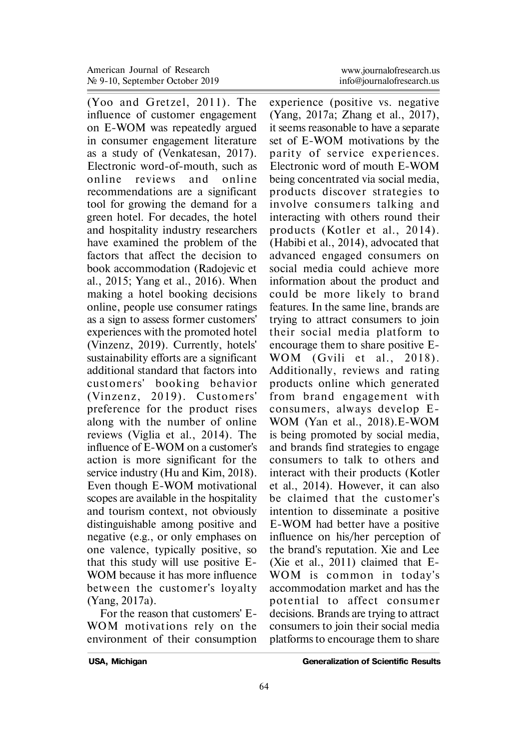(Yoo and Gretzel, 2011). The influence of customer engagement on E-WOM was repeatedly argued in consumer engagement literature as a study of (Venkatesan, 2017). Electronic word-of-mouth, such as online reviews and online recommendations are a significant tool for growing the demand for a green hotel. For decades, the hotel and hospitality industry researchers have examined the problem of the factors that affect the decision to book accommodation (Radojevic et al., 2015; Yang et al., 2016). When making a hotel booking decisions online, people use consumer ratings as a sign to assess former customers' experiences with the promoted hotel (Vinzenz, 2019). Currently, hotels' sustainability efforts are a significant additional standard that factors into customers' booking behavior (Vinzenz, 2019). Customers' preference for the product rises along with the number of online reviews (Viglia et al., 2014). The influence of E-WOM on a customer's action is more significant for the service industry (Hu and Kim, 2018). Even though E-WOM motivational scopes are available in the hospitality and tourism context, not obviously distinguishable among positive and negative (e.g., or only emphases on one valence, typically positive, so that this study will use positive E-WOM because it has more influence between the customer's loyalty (Yang, 2017a).

For the reason that customers' E-WOM motivations rely on the environment of their consumption experience (positive vs. negative (Yang, 2017a; Zhang et al., 2017), it seems reasonable to have a separate set of E-WOM motivations by the parity of service experiences. Electronic word of mouth E-WOM being concentrated via social media, products discover strategies to involve consumers talking and interacting with others round their products (Kotler et al., 2014). (Habibi et al., 2014), advocated that advanced engaged consumers on social media could achieve more information about the product and could be more likely to brand features. In the same line, brands are trying to attract consumers to join their social media platform to encourage them to share positive E-WOM (Gvili et al., 2018). Additionally, reviews and rating products online which generated from brand engagement with consumers, always develop E-WOM (Yan et al., 2018).E-WOM is being promoted by social media, and brands find strategies to engage consumers to talk to others and interact with their products (Kotler et al., 2014). However, it can also be claimed that the customer's intention to disseminate a positive E-WOM had better have a positive influence on his/her perception of the brand's reputation. Xie and Lee (Xie et al., 2011) claimed that E-WOM is common in today's accommodation market and has the potential to affect consumer decisions. Brands are trying to attract consumers to join their social media platforms to encourage them to share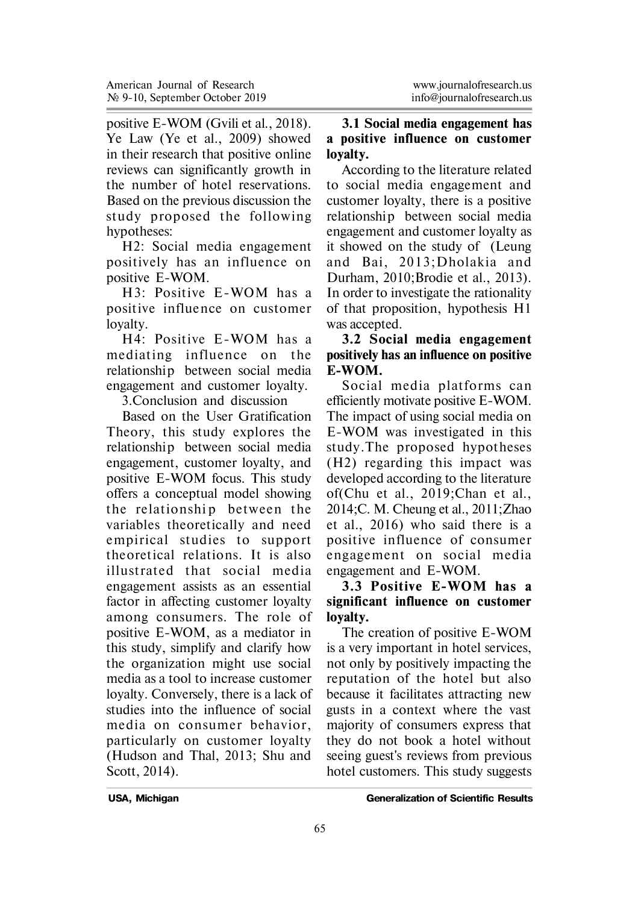positive E-WOM (Gvili et al., 2018). Ye Law (Ye et al., 2009) showed in their research that positive online reviews can significantly growth in the number of hotel reservations. Based on the previous discussion the study proposed the following hypotheses:

H2: Social media engagement positively has an influence on positive E-WOM.

H3: Positive E-WOM has a positive influence on customer loyalty.

H4: Positive E-WOM has a mediating influence on the relationship between social media engagement and customer loyalty.

3.Conclusion and discussion

Based on the User Gratification Theory, this study explores the relationship between social media engagement, customer loyalty, and positive E-WOM focus. This study offers a conceptual model showing the relationship between the variables theoretically and need empirical studies to support theoretical relations. It is also illustrated that social media engagement assists as an essential factor in affecting customer loyalty among consumers. The role of positive E-WOM, as a mediator in this study, simplify and clarify how the organization might use social media as a tool to increase customer loyalty. Conversely, there is a lack of studies into the influence of social media on consumer behavior, particularly on customer loyalty (Hudson and Thal, 2013; Shu and Scott, 2014).

**3.1 Social media engagement has a positive influence on customer loyalty.**

According to the literature related to social media engagement and customer loyalty, there is a positive relationship between social media engagement and customer loyalty as it showed on the study of (Leung and Bai, 2013;Dholakia and Durham, 2010;Brodie et al., 2013). In order to investigate the rationality of that proposition, hypothesis H1 was accepted.

**3.2 Social media engagement positively has an influence on positive E-WOM.**

Social media platforms can efficiently motivate positive E-WOM. The impact of using social media on E-WOM was investigated in this study.The proposed hypotheses (H2) regarding this impact was developed according to the literature of(Chu et al., 2019;Chan et al., 2014;C. M. Cheung et al., 2011;Zhao et al., 2016) who said there is a positive influence of consumer engagement on social media engagement and E-WOM.

**3.3 Positive E-WOM has a significant influence on customer loyalty.**

The creation of positive E-WOM is a very important in hotel services, not only by positively impacting the reputation of the hotel but also because it facilitates attracting new gusts in a context where the vast majority of consumers express that they do not book a hotel without seeing guest's reviews from previous hotel customers. This study suggests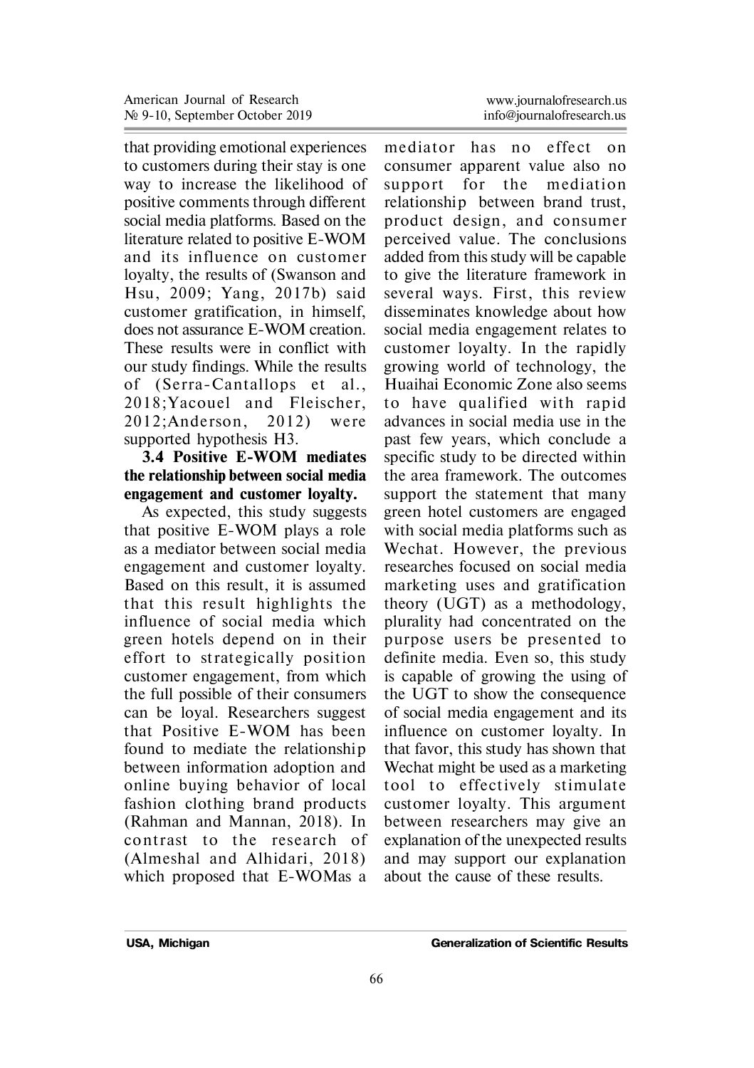that providing emotional experiences to customers during their stay is one way to increase the likelihood of positive comments through different social media platforms. Based on the literature related to positive E-WOM and its influence on customer loyalty, the results of (Swanson and Hsu, 2009; Yang, 2017b) said customer gratification, in himself, does not assurance E-WOM creation. These results were in conflict with our study findings. While the results of (Serra-Cantallops et al., 2018;Yacouel and Fleischer, 2012;Anderson, 2012) were supported hypothesis H3.

**3.4 Positive E-WOM mediates the relationship between social media engagement and customer loyalty.**

As expected, this study suggests that positive E-WOM plays a role as a mediator between social media engagement and customer loyalty. Based on this result, it is assumed that this result highlights the influence of social media which green hotels depend on in their effort to strategically position customer engagement, from which the full possible of their consumers can be loyal. Researchers suggest that Positive E-WOM has been found to mediate the relationship between information adoption and online buying behavior of local fashion clothing brand products (Rahman and Mannan, 2018). In contrast to the research of (Almeshal and Alhidari, 2018) which proposed that E-WOMas a mediator has no effect on consumer apparent value also no support for the mediation relationship between brand trust, product design, and consumer perceived value. The conclusions added from this study will be capable to give the literature framework in several ways. First, this review disseminates knowledge about how social media engagement relates to customer loyalty. In the rapidly growing world of technology, the Huaihai Economic Zone also seems to have qualified with rapid advances in social media use in the past few years, which conclude a specific study to be directed within the area framework. The outcomes support the statement that many green hotel customers are engaged with social media platforms such as Wechat. However, the previous researches focused on social media marketing uses and gratification theory (UGT) as a methodology, plurality had concentrated on the purpose users be presented to definite media. Even so, this study is capable of growing the using of the UGT to show the consequence of social media engagement and its influence on customer loyalty. In that favor, this study has shown that Wechat might be used as a marketing tool to effectively stimulate customer loyalty. This argument between researchers may give an explanation of the unexpected results and may support our explanation about the cause of these results.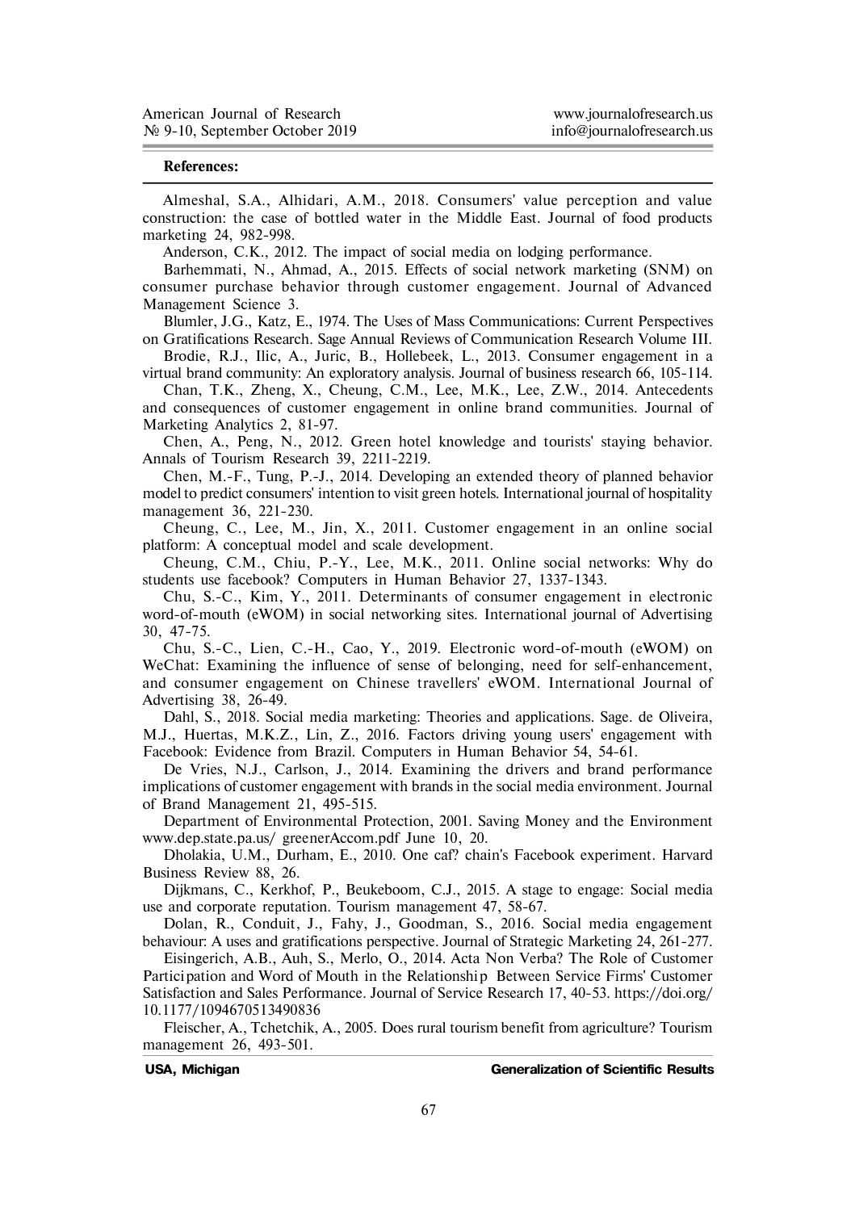**References:**

Almeshal, S.A., Alhidari, A.M., 2018. Consumers' value perception and value construction: the case of bottled water in the Middle East. Journal of food products marketing 24, 982-998.

Anderson, C.K., 2012. The impact of social media on lodging performance.

Barhemmati, N., Ahmad, A., 2015. Effects of social network marketing (SNM) on consumer purchase behavior through customer engagement. Journal of Advanced Management Science 3.

Blumler, J.G., Katz, E., 1974. The Uses of Mass Communications: Current Perspectives on Gratifications Research. Sage Annual Reviews of Communication Research Volume III.

Brodie, R.J., Ilic, A., Juric, B., Hollebeek, L., 2013. Consumer engagement in a virtual brand community: An exploratory analysis. Journal of business research 66, 105-114.

Chan, T.K., Zheng, X., Cheung, C.M., Lee, M.K., Lee, Z.W., 2014. Antecedents and consequences of customer engagement in online brand communities. Journal of Marketing Analytics 2, 81-97.

Chen, A., Peng, N., 2012. Green hotel knowledge and tourists' staying behavior. Annals of Tourism Research 39, 2211-2219.

Chen, M.-F., Tung, P.-J., 2014. Developing an extended theory of planned behavior model to predict consumers' intention to visit green hotels. International journal of hospitality management 36, 221-230.

Cheung, C., Lee, M., Jin, X., 2011. Customer engagement in an online social platform: A conceptual model and scale development.

Cheung, C.M., Chiu, P.-Y., Lee, M.K., 2011. Online social networks: Why do students use facebook? Computers in Human Behavior 27, 1337-1343.

Chu, S.-C., Kim, Y., 2011. Determinants of consumer engagement in electronic word-of-mouth (eWOM) in social networking sites. International journal of Advertising 30, 47-75.

Chu, S.-C., Lien, C.-H., Cao, Y., 2019. Electronic word-of-mouth (eWOM) on WeChat: Examining the influence of sense of belonging, need for self-enhancement, and consumer engagement on Chinese travellers' eWOM. International Journal of Advertising 38, 26-49.

Dahl, S., 2018. Social media marketing: Theories and applications. Sage. de Oliveira, M.J., Huertas, M.K.Z., Lin, Z., 2016. Factors driving young users' engagement with Facebook: Evidence from Brazil. Computers in Human Behavior 54, 54-61.

De Vries, N.J., Carlson, J., 2014. Examining the drivers and brand performance implications of customer engagement with brands in the social media environment. Journal of Brand Management 21, 495-515.

Department of Environmental Protection, 2001. Saving Money and the Environment www.dep.state.pa.us/ greenerAccom.pdf June 10, 20.

Dholakia, U.M., Durham, E., 2010. One caf? chain's Facebook experiment. Harvard Business Review 88, 26.

Dijkmans, C., Kerkhof, P., Beukeboom, C.J., 2015. A stage to engage: Social media use and corporate reputation. Tourism management 47, 58-67.

Dolan, R., Conduit, J., Fahy, J., Goodman, S., 2016. Social media engagement behaviour: A uses and gratifications perspective. Journal of Strategic Marketing 24, 261-277.

Eisingerich, A.B., Auh, S., Merlo, O., 2014. Acta Non Verba? The Role of Customer Participation and Word of Mouth in the Relationship Between Service Firms' Customer Satisfaction and Sales Performance. Journal of Service Research 17, 40-53. https://doi.org/10.1177/1094670513490836

Fleischer, A., Tchetchik, A., 2005. Does rural tourism benefit from agriculture? Tourism management 26, 493-501.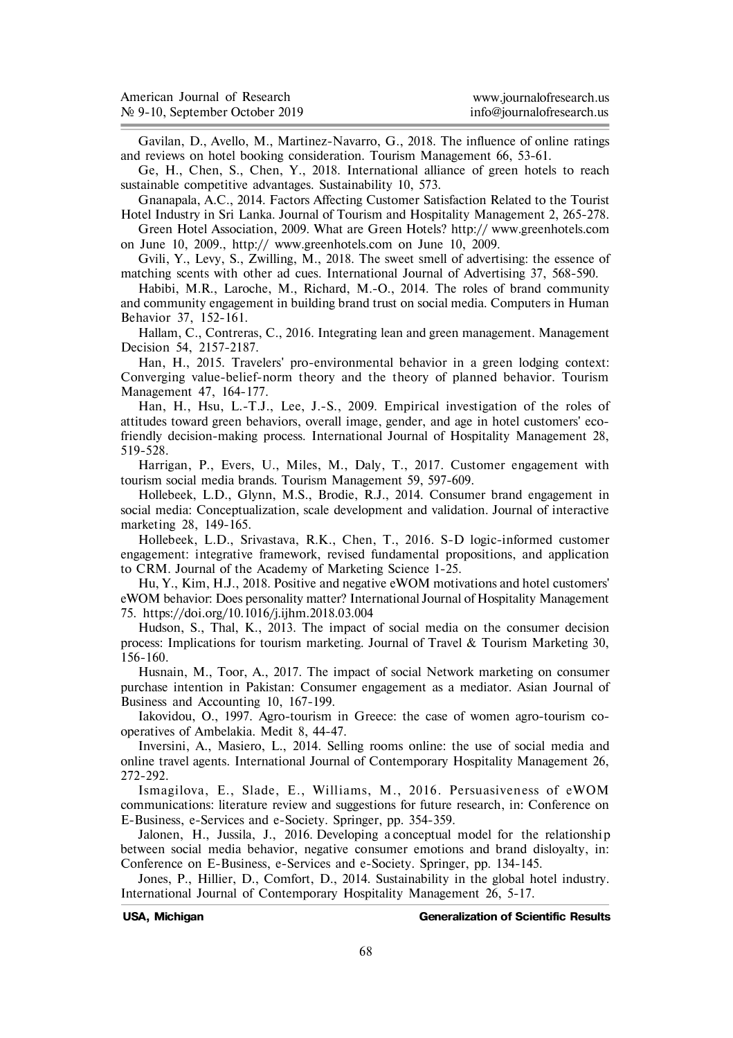Gavilan, D., Avello, M., Martinez-Navarro, G., 2018. The influence of online ratings and reviews on hotel booking consideration. Tourism Management 66, 53-61.

Ge, H., Chen, S., Chen, Y., 2018. International alliance of green hotels to reach sustainable competitive advantages. Sustainability 10, 573.

Gnanapala, A.C., 2014. Factors Affecting Customer Satisfaction Related to the Tourist Hotel Industry in Sri Lanka. Journal of Tourism and Hospitality Management 2, 265-278.

Green Hotel Association, 2009. What are Green Hotels? http:// www.greenhotels.com on June 10, 2009., http:// www.greenhotels.com on June 10, 2009.

Gvili, Y., Levy, S., Zwilling, M., 2018. The sweet smell of advertising: the essence of matching scents with other ad cues. International Journal of Advertising 37, 568-590.

Habibi, M.R., Laroche, M., Richard, M.-O., 2014. The roles of brand community and community engagement in building brand trust on social media. Computers in Human Behavior 37, 152-161.

Hallam, C., Contreras, C., 2016. Integrating lean and green management. Management Decision 54, 2157-2187.

Han, H., 2015. Travelers' pro-environmental behavior in a green lodging context: Converging value-belief-norm theory and the theory of planned behavior. Tourism Management 47, 164-177.

Han, H., Hsu, L.-T.J., Lee, J.-S., 2009. Empirical investigation of the roles of attitudes toward green behaviors, overall image, gender, and age in hotel customers' eco-friendly decision-making process. International Journal of Hospitality Management 28, 519-528.

Harrigan, P., Evers, U., Miles, M., Daly, T., 2017. Customer engagement with tourism social media brands. Tourism Management 59, 597-609.

Hollebeek, L.D., Glynn, M.S., Brodie, R.J., 2014. Consumer brand engagement in social media: Conceptualization, scale development and validation. Journal of interactive marketing 28, 149-165.

Hollebeek, L.D., Srivastava, R.K., Chen, T., 2016. S-D logic-informed customer engagement: integrative framework, revised fundamental propositions, and application to CRM. Journal of the Academy of Marketing Science 1-25.

Hu, Y., Kim, H.J., 2018. Positive and negative eWOM motivations and hotel customers' eWOM behavior: Does personality matter? International Journal of Hospitality Management 75. https://doi.org/10.1016/j.ijhm.2018.03.004

Hudson, S., Thal, K., 2013. The impact of social media on the consumer decision process: Implications for tourism marketing. Journal of Travel & Tourism Marketing 30, 156-160.

Husnain, M., Toor, A., 2017. The impact of social Network marketing on consumer purchase intention in Pakistan: Consumer engagement as a mediator. Asian Journal of Business and Accounting 10, 167-199.

Iakovidou, O., 1997. Agro-tourism in Greece: the case of women agro-tourism co-operatives of Ambelakia. Medit 8, 44-47.

Inversini, A., Masiero, L., 2014. Selling rooms online: the use of social media and online travel agents. International Journal of Contemporary Hospitality Management 26, 272-292.

Ismagilova, E., Slade, E., Williams, M., 2016. Persuasiveness of eWOM communications: literature review and suggestions for future research, in: Conference on E-Business, e-Services and e-Society. Springer, pp. 354-359.

Jalonen, H., Jussila, J., 2016. Developing a conceptual model for the relationship between social media behavior, negative consumer emotions and brand disloyalty, in: Conference on E-Business, e-Services and e-Society. Springer, pp. 134-145.

Jones, P., Hillier, D., Comfort, D., 2014. Sustainability in the global hotel industry. International Journal of Contemporary Hospitality Management 26, 5-17.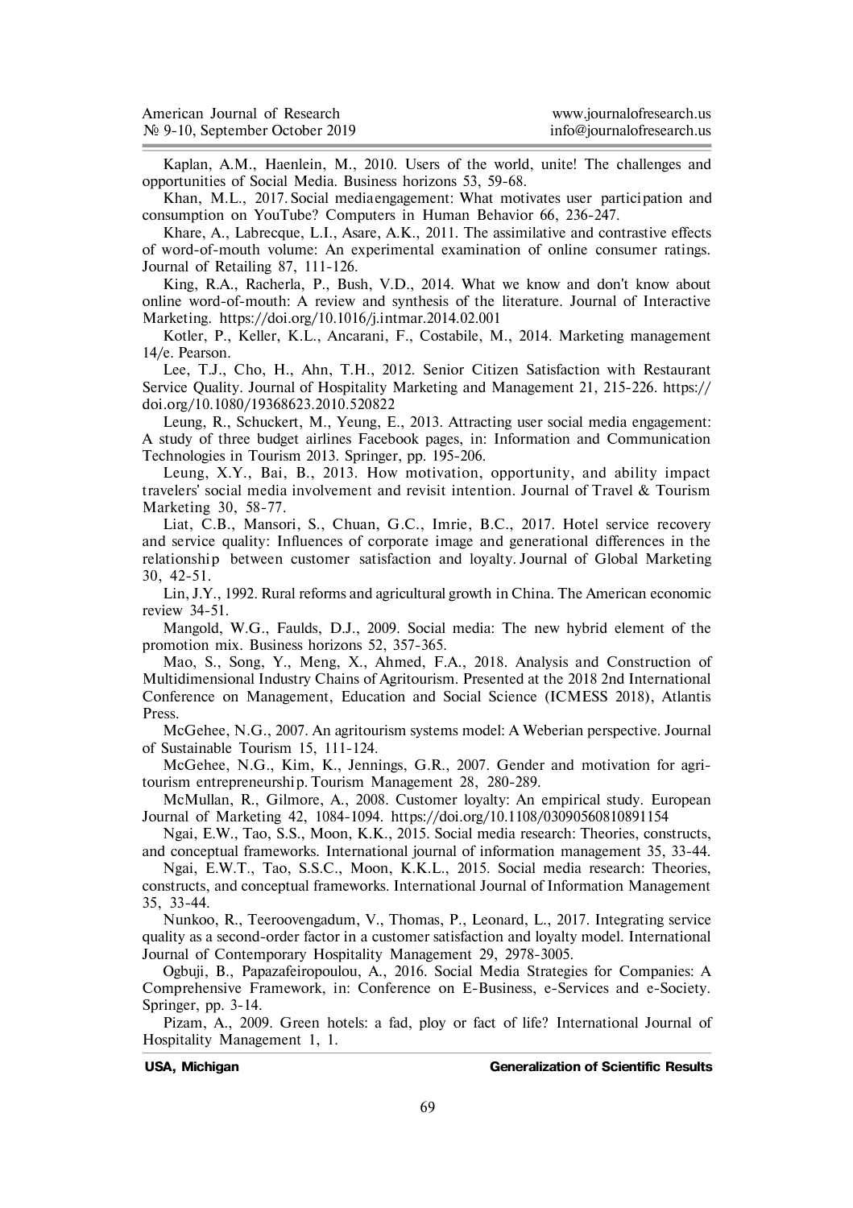Kaplan, A.M., Haenlein, M., 2010. Users of the world, unite! The challenges and opportunities of Social Media. Business horizons 53, 59-68.

Khan, M.L., 2017. Social mediaengagement: What motivates user participation and consumption on YouTube? Computers in Human Behavior 66, 236-247.

Khare, A., Labrecque, L.I., Asare, A.K., 2011. The assimilative and contrastive effects of word-of-mouth volume: An experimental examination of online consumer ratings. Journal of Retailing 87, 111-126.

King, R.A., Racherla, P., Bush, V.D., 2014. What we know and don't know about online word-of-mouth: A review and synthesis of the literature. Journal of Interactive Marketing. https://doi.org/10.1016/j.intmar.2014.02.001

Kotler, P., Keller, K.L., Ancarani, F., Costabile, M., 2014. Marketing management 14/e. Pearson.

Lee, T.J., Cho, H., Ahn, T.H., 2012. Senior Citizen Satisfaction with Restaurant Service Quality. Journal of Hospitality Marketing and Management 21, 215-226. https://doi.org/10.1080/19368623.2010.520822

Leung, R., Schuckert, M., Yeung, E., 2013. Attracting user social media engagement: A study of three budget airlines Facebook pages, in: Information and Communication Technologies in Tourism 2013. Springer, pp. 195-206.

Leung, X.Y., Bai, B., 2013. How motivation, opportunity, and ability impact travelers' social media involvement and revisit intention. Journal of Travel & Tourism Marketing 30, 58-77.

Liat, C.B., Mansori, S., Chuan, G.C., Imrie, B.C., 2017. Hotel service recovery and service quality: Influences of corporate image and generational differences in the relationship between customer satisfaction and loyalty. Journal of Global Marketing 30, 42-51.

Lin, J.Y., 1992. Rural reforms and agricultural growth in China. The American economic review 34-51.

Mangold, W.G., Faulds, D.J., 2009. Social media: The new hybrid element of the promotion mix. Business horizons 52, 357-365.

Mao, S., Song, Y., Meng, X., Ahmed, F.A., 2018. Analysis and Construction of Multidimensional Industry Chains of Agritourism. Presented at the 2018 2nd International Conference on Management, Education and Social Science (ICMESS 2018), Atlantis Press.

McGehee, N.G., 2007. An agritourism systems model: A Weberian perspective. Journal of Sustainable Tourism 15, 111-124.

McGehee, N.G., Kim, K., Jennings, G.R., 2007. Gender and motivation for agri-tourism entrepreneurship. Tourism Management 28, 280-289.

McMullan, R., Gilmore, A., 2008. Customer loyalty: An empirical study. European Journal of Marketing 42, 1084-1094. https://doi.org/10.1108/03090560810891154

Ngai, E.W., Tao, S.S., Moon, K.K., 2015. Social media research: Theories, constructs, and conceptual frameworks. International journal of information management 35, 33-44.

Ngai, E.W.T., Tao, S.S.C., Moon, K.K.L., 2015. Social media research: Theories, constructs, and conceptual frameworks. International Journal of Information Management 35, 33-44.

Nunkoo, R., Teeroovengadum, V., Thomas, P., Leonard, L., 2017. Integrating service quality as a second-order factor in a customer satisfaction and loyalty model. International Journal of Contemporary Hospitality Management 29, 2978-3005.

Ogbuji, B., Papazafeiropoulou, A., 2016. Social Media Strategies for Companies: A Comprehensive Framework, in: Conference on E-Business, e-Services and e-Society. Springer, pp. 3-14.

Pizam, A., 2009. Green hotels: a fad, ploy or fact of life? International Journal of Hospitality Management 1, 1.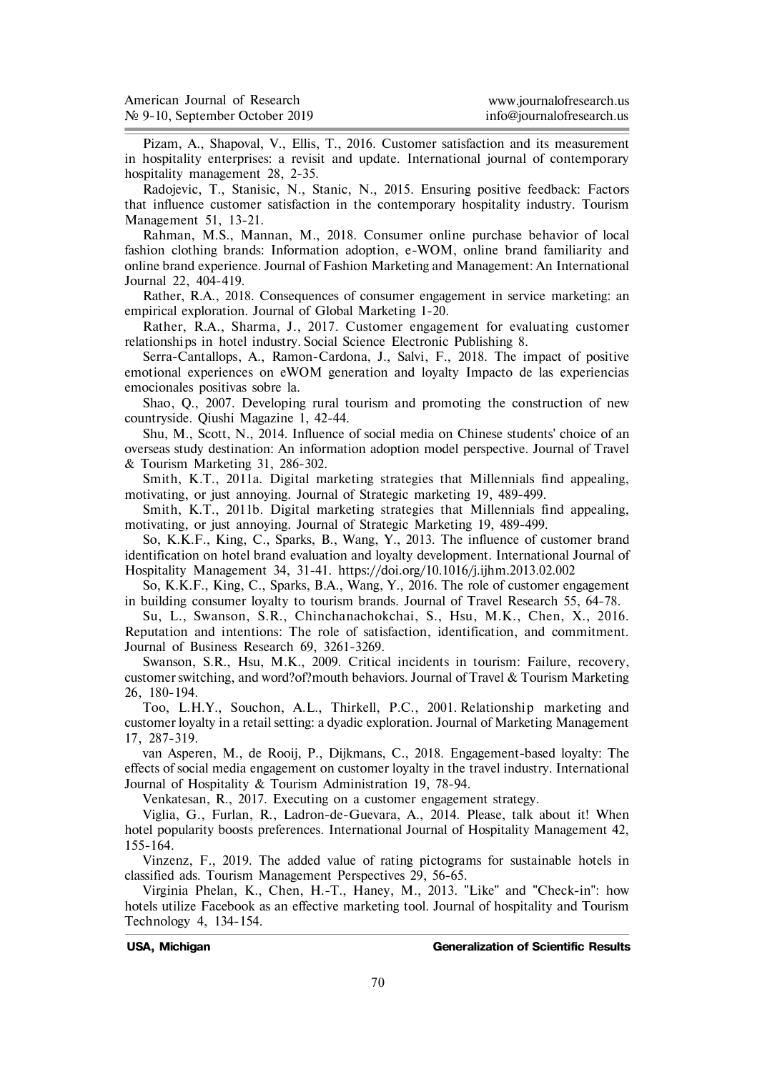Pizam, A., Shapoval, V., Ellis, T., 2016. Customer satisfaction and its measurement in hospitality enterprises: a revisit and update. International journal of contemporary hospitality management 28, 2-35.

Radojevic, T., Stanisic, N., Stanic, N., 2015. Ensuring positive feedback: Factors that influence customer satisfaction in the contemporary hospitality industry. Tourism Management 51, 13-21.

Rahman, M.S., Mannan, M., 2018. Consumer online purchase behavior of local fashion clothing brands: Information adoption, e-WOM, online brand familiarity and online brand experience. Journal of Fashion Marketing and Management: An International Journal 22, 404-419.

Rather, R.A., 2018. Consequences of consumer engagement in service marketing: an empirical exploration. Journal of Global Marketing 1-20.

Rather, R.A., Sharma, J., 2017. Customer engagement for evaluating customer relationships in hotel industry. Social Science Electronic Publishing 8.

Serra-Cantallops, A., Ramon-Cardona, J., Salvi, F., 2018. The impact of positive emotional experiences on eWOM generation and loyalty Impacto de las experiencias emocionales positivas sobre la.

Shao, Q., 2007. Developing rural tourism and promoting the construction of new countryside. Qiushi Magazine 1, 42-44.

Shu, M., Scott, N., 2014. Influence of social media on Chinese students' choice of an overseas study destination: An information adoption model perspective. Journal of Travel & Tourism Marketing 31, 286-302.

Smith, K.T., 2011a. Digital marketing strategies that Millennials find appealing, motivating, or just annoying. Journal of Strategic marketing 19, 489-499.

Smith, K.T., 2011b. Digital marketing strategies that Millennials find appealing, motivating, or just annoying. Journal of Strategic Marketing 19, 489-499.

So, K.K.F., King, C., Sparks, B., Wang, Y., 2013. The influence of customer brand identification on hotel brand evaluation and loyalty development. International Journal of Hospitality Management 34, 31-41. https://doi.org/10.1016/j.ijhm.2013.02.002

So, K.K.F., King, C., Sparks, B.A., Wang, Y., 2016. The role of customer engagement in building consumer loyalty to tourism brands. Journal of Travel Research 55, 64-78.

Su, L., Swanson, S.R., Chinchanachokchai, S., Hsu, M.K., Chen, X., 2016. Reputation and intentions: The role of satisfaction, identification, and commitment. Journal of Business Research 69, 3261-3269.

Swanson, S.R., Hsu, M.K., 2009. Critical incidents in tourism: Failure, recovery, customer switching, and word?of?mouth behaviors. Journal of Travel & Tourism Marketing 26, 180-194.

Too, L.H.Y., Souchon, A.L., Thirkell, P.C., 2001. Relationship marketing and customer loyalty in a retail setting: a dyadic exploration. Journal of Marketing Management 17, 287-319.

van Asperen, M., de Rooij, P., Dijkmans, C., 2018. Engagement-based loyalty: The effects of social media engagement on customer loyalty in the travel industry. International Journal of Hospitality & Tourism Administration 19, 78-94.

Venkatesan, R., 2017. Executing on a customer engagement strategy.

Viglia, G., Furlan, R., Ladron-de-Guevara, A., 2014. Please, talk about it! When hotel popularity boosts preferences. International Journal of Hospitality Management 42, 155-164.

Vinzenz, F., 2019. The added value of rating pictograms for sustainable hotels in classified ads. Tourism Management Perspectives 29, 56-65.

Virginia Phelan, K., Chen, H.-T., Haney, M., 2013. "Like" and "Check-in": how hotels utilize Facebook as an effective marketing tool. Journal of hospitality and Tourism Technology 4, 134-154.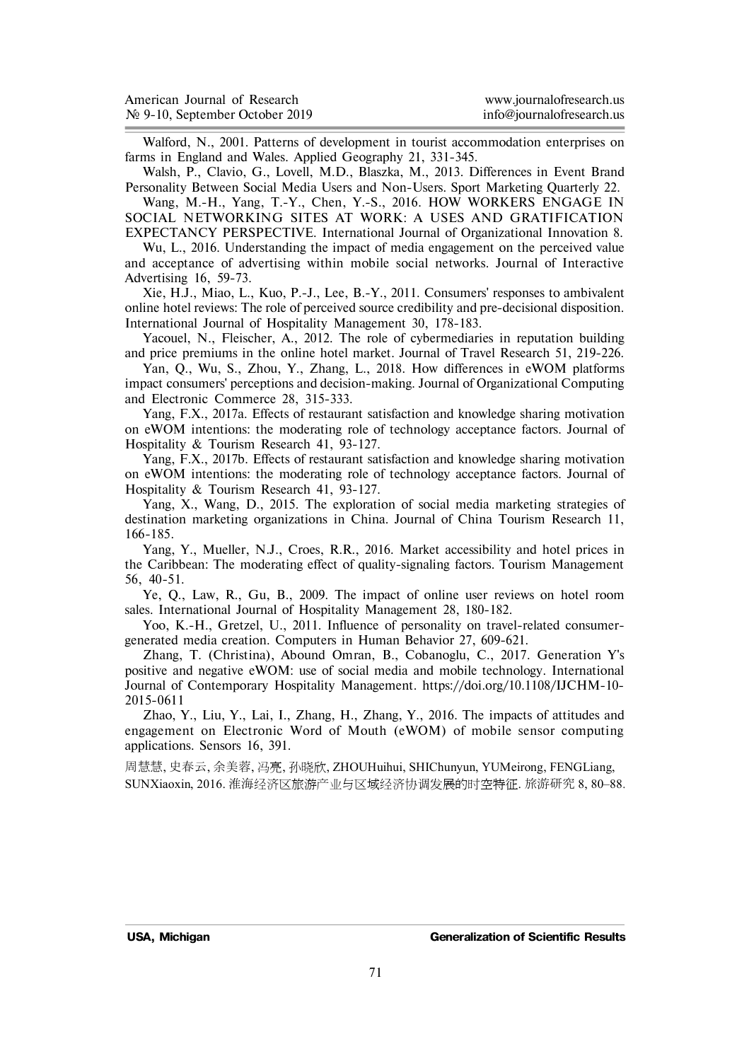Walford, N., 2001. Patterns of development in tourist accommodation enterprises on farms in England and Wales. Applied Geography 21, 331-345.

Walsh, P., Clavio, G., Lovell, M.D., Blaszka, M., 2013. Differences in Event Brand Personality Between Social Media Users and Non-Users. Sport Marketing Quarterly 22.

Wang, M.-H., Yang, T.-Y., Chen, Y.-S., 2016. HOW WORKERS ENGAGE IN SOCIAL NETWORKING SITES AT WORK: A USES AND GRATIFICATION EXPECTANCY PERSPECTIVE. International Journal of Organizational Innovation 8.

Wu, L., 2016. Understanding the impact of media engagement on the perceived value and acceptance of advertising within mobile social networks. Journal of Interactive Advertising 16, 59-73.

Xie, H.J., Miao, L., Kuo, P.-J., Lee, B.-Y., 2011. Consumers' responses to ambivalent online hotel reviews: The role of perceived source credibility and pre-decisional disposition. International Journal of Hospitality Management 30, 178-183.

Yacouel, N., Fleischer, A., 2012. The role of cybermediaries in reputation building and price premiums in the online hotel market. Journal of Travel Research 51, 219-226.

Yan, Q., Wu, S., Zhou, Y., Zhang, L., 2018. How differences in eWOM platforms impact consumers' perceptions and decision-making. Journal of Organizational Computing and Electronic Commerce 28, 315-333.

Yang, F.X., 2017a. Effects of restaurant satisfaction and knowledge sharing motivation on eWOM intentions: the moderating role of technology acceptance factors. Journal of Hospitality & Tourism Research 41, 93-127.

Yang, F.X., 2017b. Effects of restaurant satisfaction and knowledge sharing motivation on eWOM intentions: the moderating role of technology acceptance factors. Journal of Hospitality & Tourism Research 41, 93-127.

Yang, X., Wang, D., 2015. The exploration of social media marketing strategies of destination marketing organizations in China. Journal of China Tourism Research 11, 166-185.

Yang, Y., Mueller, N.J., Croes, R.R., 2016. Market accessibility and hotel prices in the Caribbean: The moderating effect of quality-signaling factors. Tourism Management 56, 40-51.

Ye, Q., Law, R., Gu, B., 2009. The impact of online user reviews on hotel room sales. International Journal of Hospitality Management 28, 180-182.

Yoo, K.-H., Gretzel, U., 2011. Influence of personality on travel-related consumer-generated media creation. Computers in Human Behavior 27, 609-621.

Zhang, T. (Christina), Abound Omran, B., Cobanoglu, C., 2017. Generation Y's positive and negative eWOM: use of social media and mobile technology. International Journal of Contemporary Hospitality Management. https://doi.org/10.1108/IJCHM-10-2015-0611

Zhao, Y., Liu, Y., Lai, I., Zhang, H., Zhang, Y., 2016. The impacts of attitudes and engagement on Electronic Word of Mouth (eWOM) of mobile sensor computing applications. Sensors 16, 391.

周慧慧, 史春云, 余美蓉, 冯亮, 孙晓欣, ZHOUHuihui, SHIChunyun, YUMeirong, FENGLiang, SUNXiaoxin, 2016. 淮海经济区旅游产业与区域经济协调发展的时空特征. 旅游研究 8, 80–88.